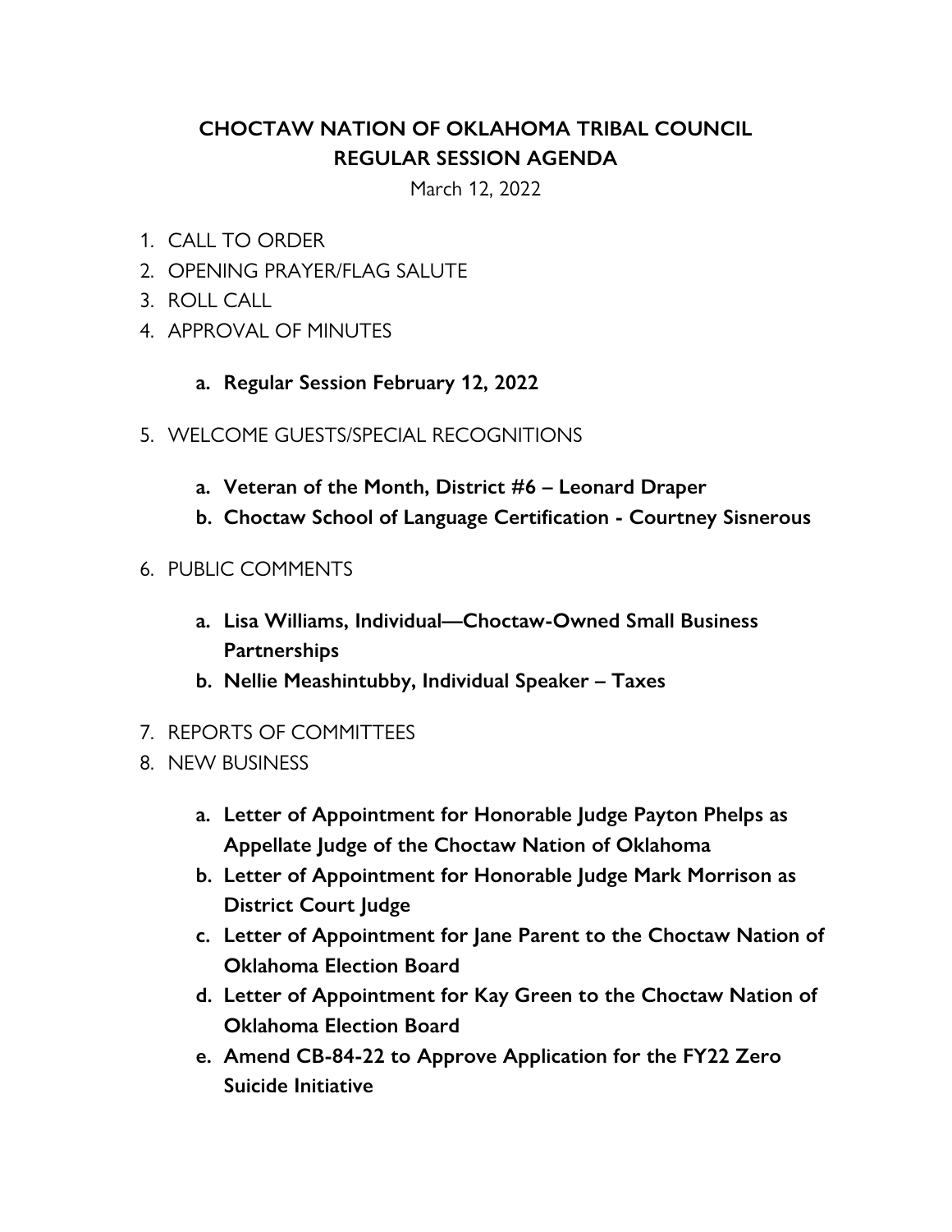# CHOCTAW NATION OF OKLAHOMA TRIBAL COUNCIL
# REGULAR SESSION AGENDA

March 12, 2022

1. CALL TO ORDER
2. OPENING PRAYER/FLAG SALUTE
3. ROLL CALL
4. APPROVAL OF MINUTES
   a. **Regular Session February 12, 2022**
5. WELCOME GUESTS/SPECIAL RECOGNITIONS
   a. **Veteran of the Month, District #6 – Leonard Draper**
   b. **Choctaw School of Language Certification - Courtney Sisnerous**
6. PUBLIC COMMENTS
   a. **Lisa Williams, Individual—Choctaw-Owned Small Business Partnerships**
   b. **Nellie Meashintubby, Individual Speaker – Taxes**
7. REPORTS OF COMMITTEES
8. NEW BUSINESS
   a. **Letter of Appointment for Honorable Judge Payton Phelps as Appellate Judge of the Choctaw Nation of Oklahoma**
   b. **Letter of Appointment for Honorable Judge Mark Morrison as District Court Judge**
   c. **Letter of Appointment for Jane Parent to the Choctaw Nation of Oklahoma Election Board**
   d. **Letter of Appointment for Kay Green to the Choctaw Nation of Oklahoma Election Board**
   e. **Amend CB-84-22 to Approve Application for the FY22 Zero Suicide Initiative**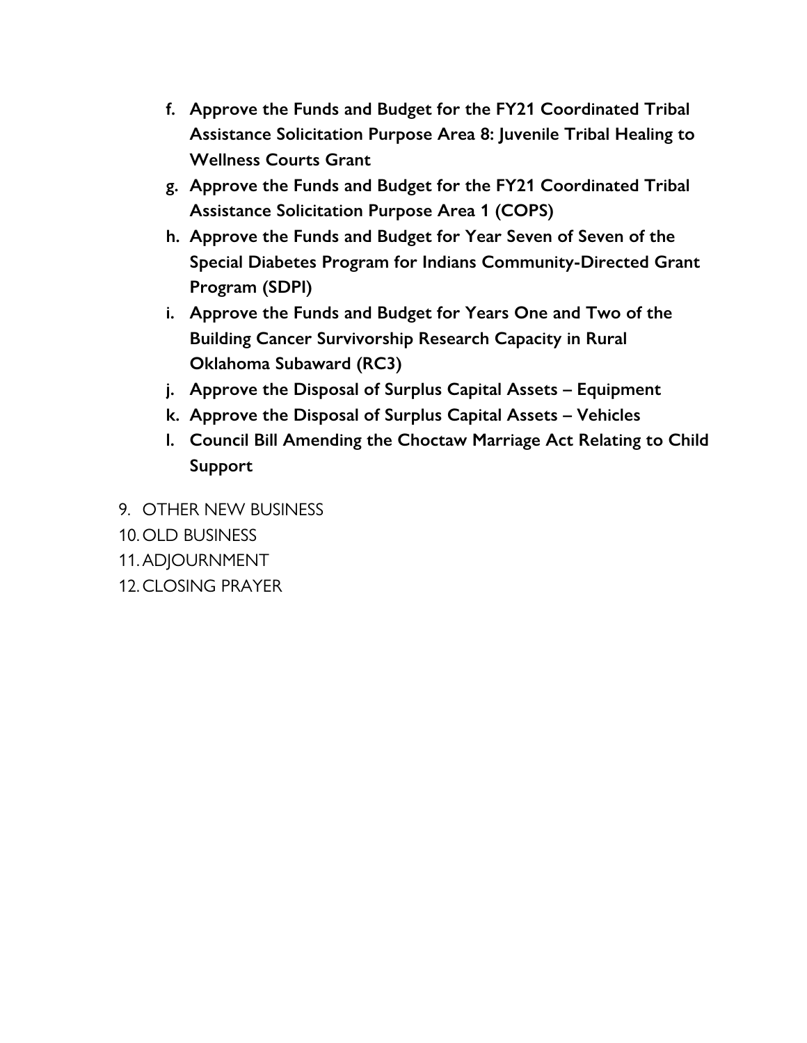f. **Approve the Funds and Budget for the FY21 Coordinated Tribal Assistance Solicitation Purpose Area 8: Juvenile Tribal Healing to Wellness Courts Grant**
g. **Approve the Funds and Budget for the FY21 Coordinated Tribal Assistance Solicitation Purpose Area 1 (COPS)**
h. **Approve the Funds and Budget for Year Seven of Seven of the Special Diabetes Program for Indians Community-Directed Grant Program (SDPI)**
i. **Approve the Funds and Budget for Years One and Two of the Building Cancer Survivorship Research Capacity in Rural Oklahoma Subaward (RC3)**
j. **Approve the Disposal of Surplus Capital Assets – Equipment**
k. **Approve the Disposal of Surplus Capital Assets – Vehicles**
l. **Council Bill Amending the Choctaw Marriage Act Relating to Child Support**

9. OTHER NEW BUSINESS
10. OLD BUSINESS
11. ADJOURNMENT
12. CLOSING PRAYER